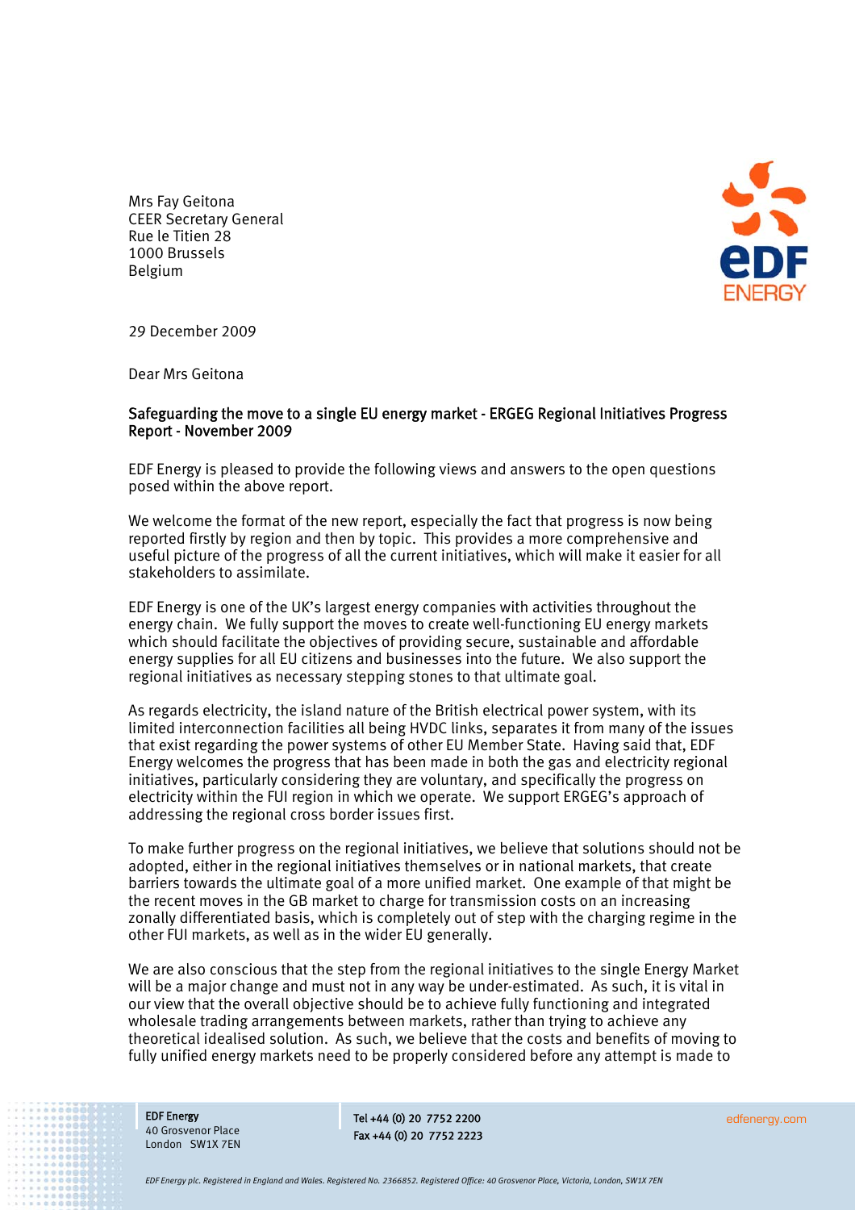Mrs Fay Geitona
CEER Secretary General
Rue le Titien 28
1000 Brussels
Belgium

29 December 2009

Dear Mrs Geitona

**Safeguarding the move to a single EU energy market - ERGEG Regional Initiatives Progress Report - November 2009**

EDF Energy is pleased to provide the following views and answers to the open questions posed within the above report.

We welcome the format of the new report, especially the fact that progress is now being reported firstly by region and then by topic. This provides a more comprehensive and useful picture of the progress of all the current initiatives, which will make it easier for all stakeholders to assimilate.

EDF Energy is one of the UK's largest energy companies with activities throughout the energy chain. We fully support the moves to create well-functioning EU energy markets which should facilitate the objectives of providing secure, sustainable and affordable energy supplies for all EU citizens and businesses into the future. We also support the regional initiatives as necessary stepping stones to that ultimate goal.

As regards electricity, the island nature of the British electrical power system, with its limited interconnection facilities all being HVDC links, separates it from many of the issues that exist regarding the power systems of other EU Member State. Having said that, EDF Energy welcomes the progress that has been made in both the gas and electricity regional initiatives, particularly considering they are voluntary, and specifically the progress on electricity within the FUI region in which we operate. We support ERGEG's approach of addressing the regional cross border issues first.

To make further progress on the regional initiatives, we believe that solutions should not be adopted, either in the regional initiatives themselves or in national markets, that create barriers towards the ultimate goal of a more unified market. One example of that might be the recent moves in the GB market to charge for transmission costs on an increasing zonally differentiated basis, which is completely out of step with the charging regime in the other FUI markets, as well as in the wider EU generally.

We are also conscious that the step from the regional initiatives to the single Energy Market will be a major change and must not in any way be under-estimated. As such, it is vital in our view that the overall objective should be to achieve fully functioning and integrated wholesale trading arrangements between markets, rather than trying to achieve any theoretical idealised solution. As such, we believe that the costs and benefits of moving to fully unified energy markets need to be properly considered before any attempt is made to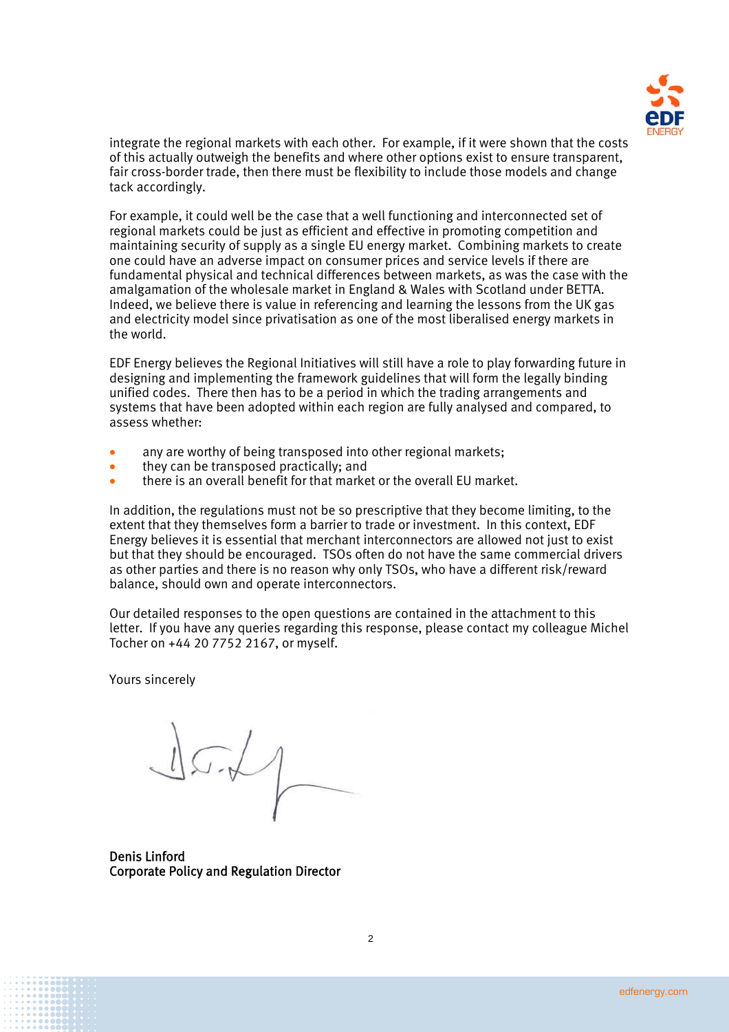integrate the regional markets with each other. For example, if it were shown that the costs of this actually outweigh the benefits and where other options exist to ensure transparent, fair cross-border trade, then there must be flexibility to include those models and change tack accordingly.

For example, it could well be the case that a well functioning and interconnected set of regional markets could be just as efficient and effective in promoting competition and maintaining security of supply as a single EU energy market. Combining markets to create one could have an adverse impact on consumer prices and service levels if there are fundamental physical and technical differences between markets, as was the case with the amalgamation of the wholesale market in England & Wales with Scotland under BETTA. Indeed, we believe there is value in referencing and learning the lessons from the UK gas and electricity model since privatisation as one of the most liberalised energy markets in the world.

EDF Energy believes the Regional Initiatives will still have a role to play forwarding future in designing and implementing the framework guidelines that will form the legally binding unified codes. There then has to be a period in which the trading arrangements and systems that have been adopted within each region are fully analysed and compared, to assess whether:

- any are worthy of being transposed into other regional markets;
- they can be transposed practically; and
- there is an overall benefit for that market or the overall EU market.

In addition, the regulations must not be so prescriptive that they become limiting, to the extent that they themselves form a barrier to trade or investment. In this context, EDF Energy believes it is essential that merchant interconnectors are allowed not just to exist but that they should be encouraged. TSOs often do not have the same commercial drivers as other parties and there is no reason why only TSOs, who have a different risk/reward balance, should own and operate interconnectors.

Our detailed responses to the open questions are contained in the attachment to this letter. If you have any queries regarding this response, please contact my colleague Michel Tocher on +44 20 7752 2167, or myself.

Yours sincerely

**Denis Linford**
**Corporate Policy and Regulation Director**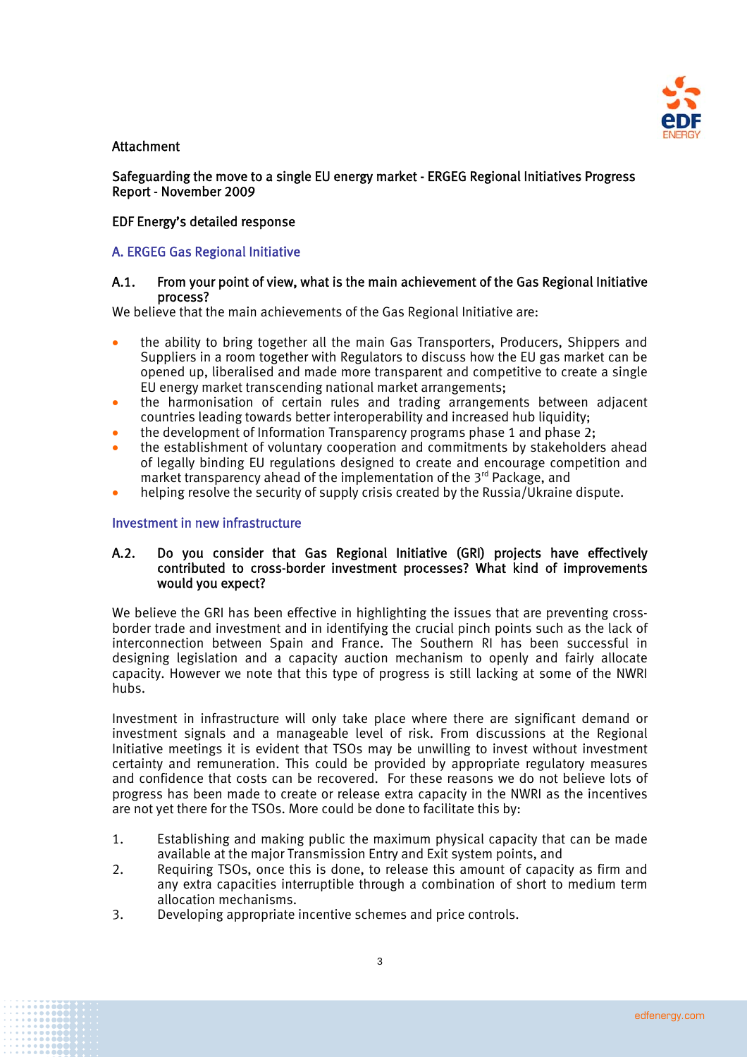Attachment

**Safeguarding the move to a single EU energy market - ERGEG Regional Initiatives Progress Report - November 2009**

**EDF Energy's detailed response**

## A. ERGEG Gas Regional Initiative

### A.1. From your point of view, what is the main achievement of the Gas Regional Initiative process?

We believe that the main achievements of the Gas Regional Initiative are:

- the ability to bring together all the main Gas Transporters, Producers, Shippers and Suppliers in a room together with Regulators to discuss how the EU gas market can be opened up, liberalised and made more transparent and competitive to create a single EU energy market transcending national market arrangements;
- the harmonisation of certain rules and trading arrangements between adjacent countries leading towards better interoperability and increased hub liquidity;
- the development of Information Transparency programs phase 1 and phase 2;
- the establishment of voluntary cooperation and commitments by stakeholders ahead of legally binding EU regulations designed to create and encourage competition and market transparency ahead of the implementation of the 3rd Package, and
- helping resolve the security of supply crisis created by the Russia/Ukraine dispute.

## Investment in new infrastructure

### A.2. Do you consider that Gas Regional Initiative (GRI) projects have effectively contributed to cross-border investment processes? What kind of improvements would you expect?

We believe the GRI has been effective in highlighting the issues that are preventing cross-border trade and investment and in identifying the crucial pinch points such as the lack of interconnection between Spain and France. The Southern RI has been successful in designing legislation and a capacity auction mechanism to openly and fairly allocate capacity. However we note that this type of progress is still lacking at some of the NWRI hubs.

Investment in infrastructure will only take place where there are significant demand or investment signals and a manageable level of risk. From discussions at the Regional Initiative meetings it is evident that TSOs may be unwilling to invest without investment certainty and remuneration. This could be provided by appropriate regulatory measures and confidence that costs can be recovered. For these reasons we do not believe lots of progress has been made to create or release extra capacity in the NWRI as the incentives are not yet there for the TSOs. More could be done to facilitate this by:

1. Establishing and making public the maximum physical capacity that can be made available at the major Transmission Entry and Exit system points, and
2. Requiring TSOs, once this is done, to release this amount of capacity as firm and any extra capacities interruptible through a combination of short to medium term allocation mechanisms.
3. Developing appropriate incentive schemes and price controls.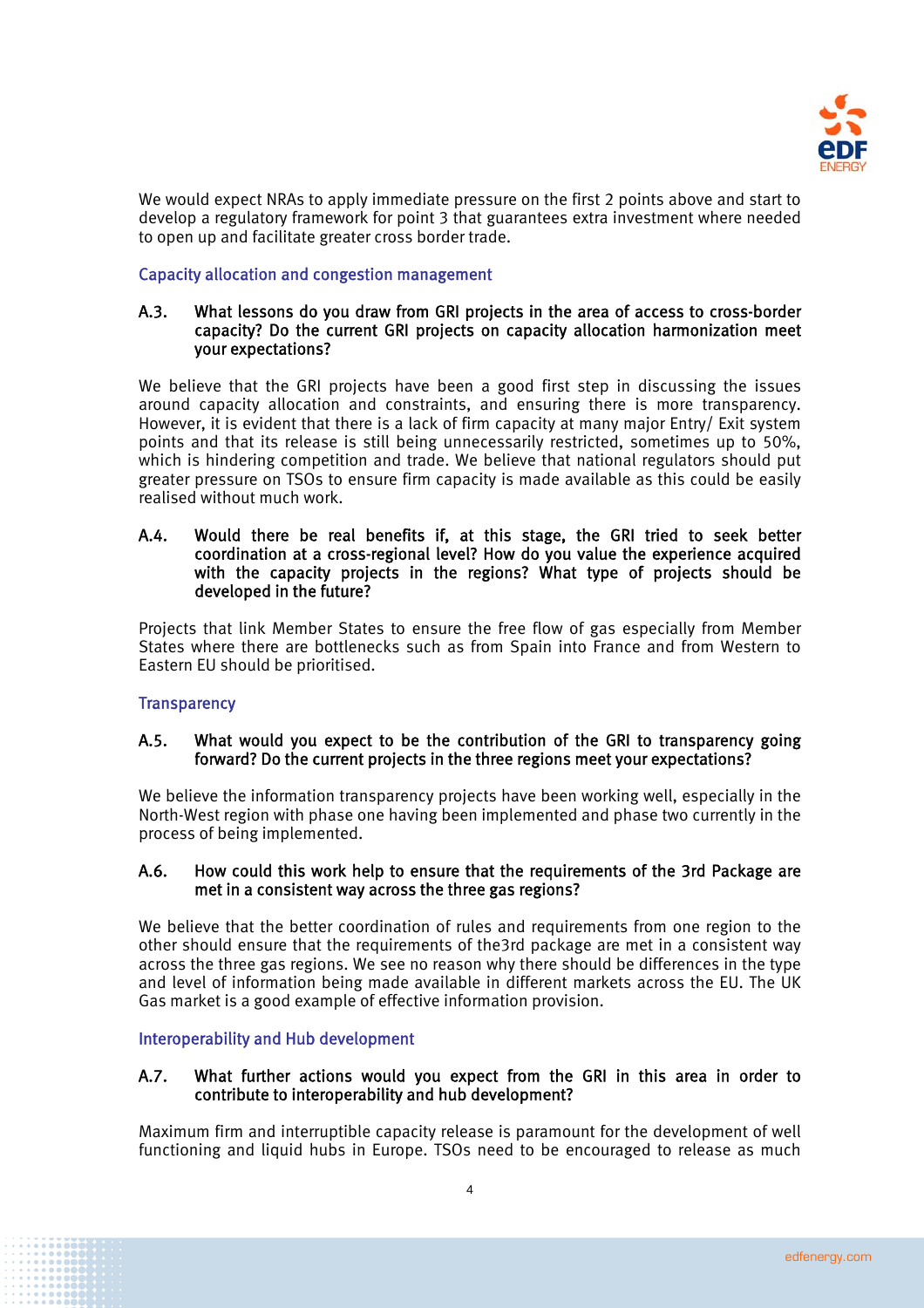We would expect NRAs to apply immediate pressure on the first 2 points above and start to develop a regulatory framework for point 3 that guarantees extra investment where needed to open up and facilitate greater cross border trade.

### Capacity allocation and congestion management

**A.3. What lessons do you draw from GRI projects in the area of access to cross-border capacity? Do the current GRI projects on capacity allocation harmonization meet your expectations?**

We believe that the GRI projects have been a good first step in discussing the issues around capacity allocation and constraints, and ensuring there is more transparency. However, it is evident that there is a lack of firm capacity at many major Entry/ Exit system points and that its release is still being unnecessarily restricted, sometimes up to 50%, which is hindering competition and trade. We believe that national regulators should put greater pressure on TSOs to ensure firm capacity is made available as this could be easily realised without much work.

**A.4. Would there be real benefits if, at this stage, the GRI tried to seek better coordination at a cross-regional level? How do you value the experience acquired with the capacity projects in the regions? What type of projects should be developed in the future?**

Projects that link Member States to ensure the free flow of gas especially from Member States where there are bottlenecks such as from Spain into France and from Western to Eastern EU should be prioritised.

### Transparency

**A.5. What would you expect to be the contribution of the GRI to transparency going forward? Do the current projects in the three regions meet your expectations?**

We believe the information transparency projects have been working well, especially in the North-West region with phase one having been implemented and phase two currently in the process of being implemented.

**A.6. How could this work help to ensure that the requirements of the 3rd Package are met in a consistent way across the three gas regions?**

We believe that the better coordination of rules and requirements from one region to the other should ensure that the requirements of the3rd package are met in a consistent way across the three gas regions. We see no reason why there should be differences in the type and level of information being made available in different markets across the EU. The UK Gas market is a good example of effective information provision.

### Interoperability and Hub development

**A.7. What further actions would you expect from the GRI in this area in order to contribute to interoperability and hub development?**

Maximum firm and interruptible capacity release is paramount for the development of well functioning and liquid hubs in Europe. TSOs need to be encouraged to release as much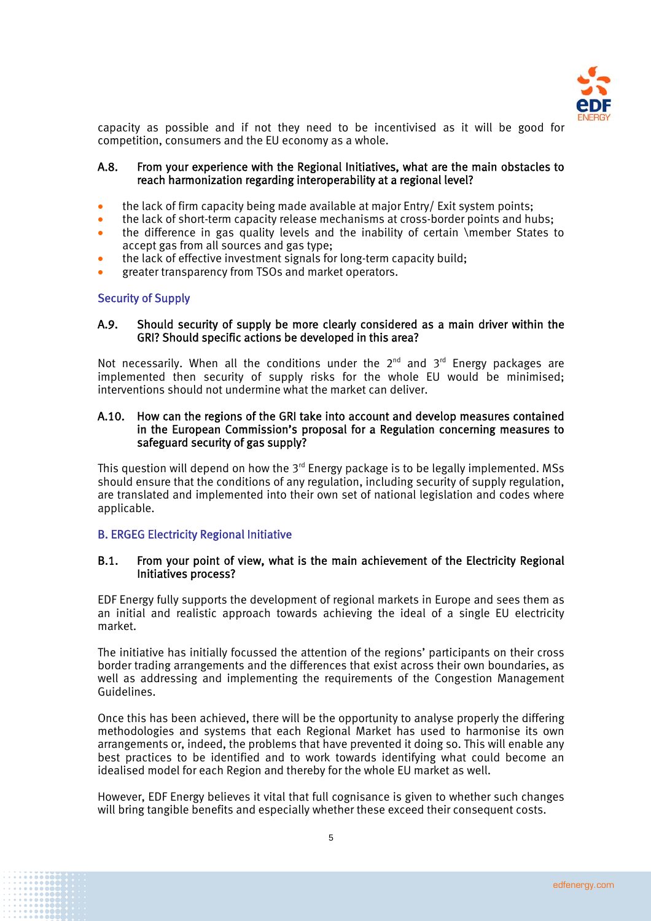capacity as possible and if not they need to be incentivised as it will be good for competition, consumers and the EU economy as a whole.

**A.8. From your experience with the Regional Initiatives, what are the main obstacles to reach harmonization regarding interoperability at a regional level?**

- the lack of firm capacity being made available at major Entry/ Exit system points;
- the lack of short-term capacity release mechanisms at cross-border points and hubs;
- the difference in gas quality levels and the inability of certain \member States to accept gas from all sources and gas type;
- the lack of effective investment signals for long-term capacity build;
- greater transparency from TSOs and market operators.

## Security of Supply

**A.9. Should security of supply be more clearly considered as a main driver within the GRI? Should specific actions be developed in this area?**

Not necessarily. When all the conditions under the 2nd and 3rd Energy packages are implemented then security of supply risks for the whole EU would be minimised; interventions should not undermine what the market can deliver.

**A.10. How can the regions of the GRI take into account and develop measures contained in the European Commission's proposal for a Regulation concerning measures to safeguard security of gas supply?**

This question will depend on how the 3rd Energy package is to be legally implemented. MSs should ensure that the conditions of any regulation, including security of supply regulation, are translated and implemented into their own set of national legislation and codes where applicable.

## B. ERGEG Electricity Regional Initiative

**B.1. From your point of view, what is the main achievement of the Electricity Regional Initiatives process?**

EDF Energy fully supports the development of regional markets in Europe and sees them as an initial and realistic approach towards achieving the ideal of a single EU electricity market.

The initiative has initially focussed the attention of the regions' participants on their cross border trading arrangements and the differences that exist across their own boundaries, as well as addressing and implementing the requirements of the Congestion Management Guidelines.

Once this has been achieved, there will be the opportunity to analyse properly the differing methodologies and systems that each Regional Market has used to harmonise its own arrangements or, indeed, the problems that have prevented it doing so. This will enable any best practices to be identified and to work towards identifying what could become an idealised model for each Region and thereby for the whole EU market as well.

However, EDF Energy believes it vital that full cognisance is given to whether such changes will bring tangible benefits and especially whether these exceed their consequent costs.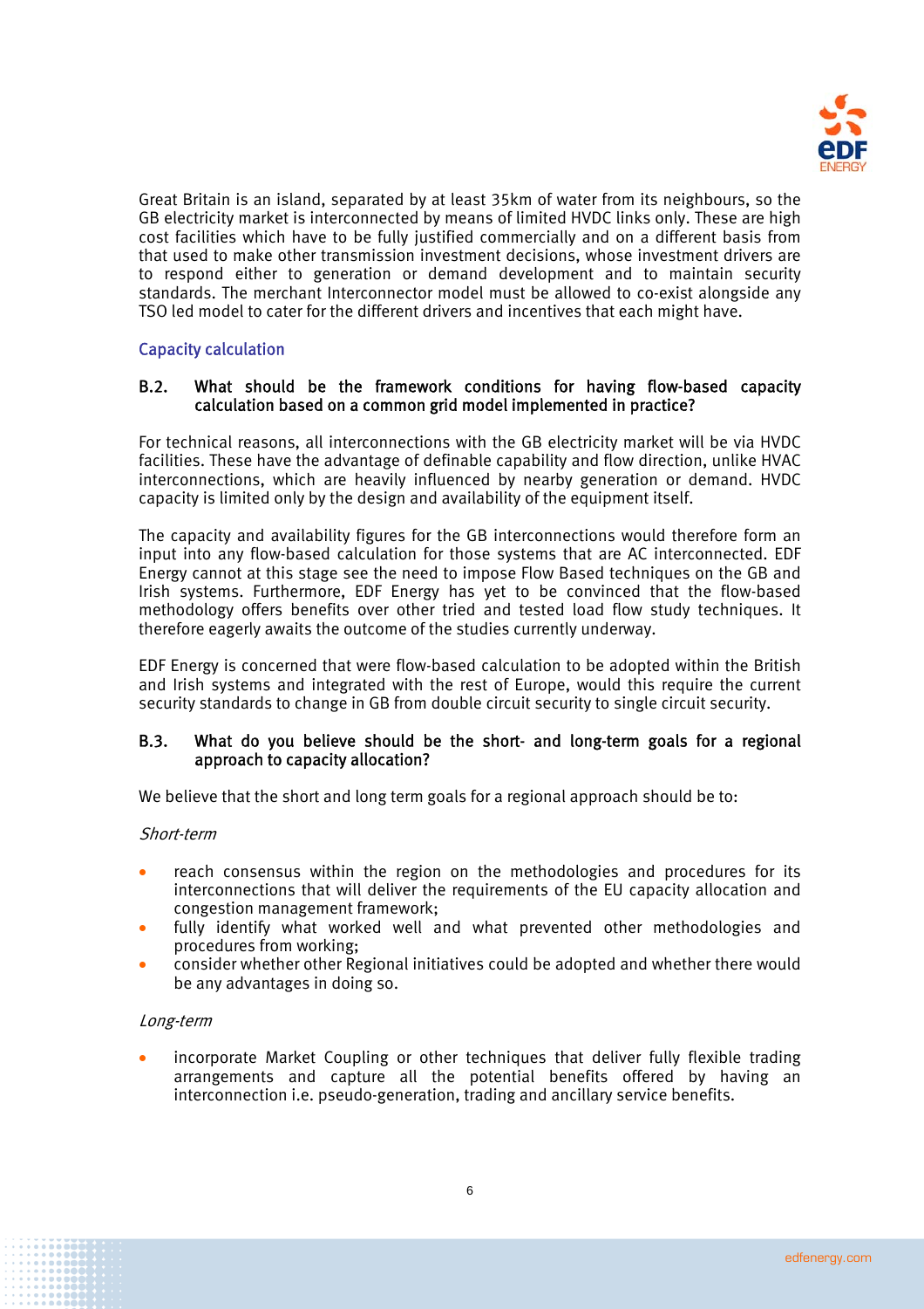Great Britain is an island, separated by at least 35km of water from its neighbours, so the GB electricity market is interconnected by means of limited HVDC links only. These are high cost facilities which have to be fully justified commercially and on a different basis from that used to make other transmission investment decisions, whose investment drivers are to respond either to generation or demand development and to maintain security standards. The merchant Interconnector model must be allowed to co-exist alongside any TSO led model to cater for the different drivers and incentives that each might have.

## Capacity calculation

### B.2. What should be the framework conditions for having flow-based capacity calculation based on a common grid model implemented in practice?

For technical reasons, all interconnections with the GB electricity market will be via HVDC facilities. These have the advantage of definable capability and flow direction, unlike HVAC interconnections, which are heavily influenced by nearby generation or demand. HVDC capacity is limited only by the design and availability of the equipment itself.

The capacity and availability figures for the GB interconnections would therefore form an input into any flow-based calculation for those systems that are AC interconnected. EDF Energy cannot at this stage see the need to impose Flow Based techniques on the GB and Irish systems. Furthermore, EDF Energy has yet to be convinced that the flow-based methodology offers benefits over other tried and tested load flow study techniques. It therefore eagerly awaits the outcome of the studies currently underway.

EDF Energy is concerned that were flow-based calculation to be adopted within the British and Irish systems and integrated with the rest of Europe, would this require the current security standards to change in GB from double circuit security to single circuit security.

### B.3. What do you believe should be the short- and long-term goals for a regional approach to capacity allocation?

We believe that the short and long term goals for a regional approach should be to:

*Short-term*

- reach consensus within the region on the methodologies and procedures for its interconnections that will deliver the requirements of the EU capacity allocation and congestion management framework;
- fully identify what worked well and what prevented other methodologies and procedures from working;
- consider whether other Regional initiatives could be adopted and whether there would be any advantages in doing so.

*Long-term*

- incorporate Market Coupling or other techniques that deliver fully flexible trading arrangements and capture all the potential benefits offered by having an interconnection i.e. pseudo-generation, trading and ancillary service benefits.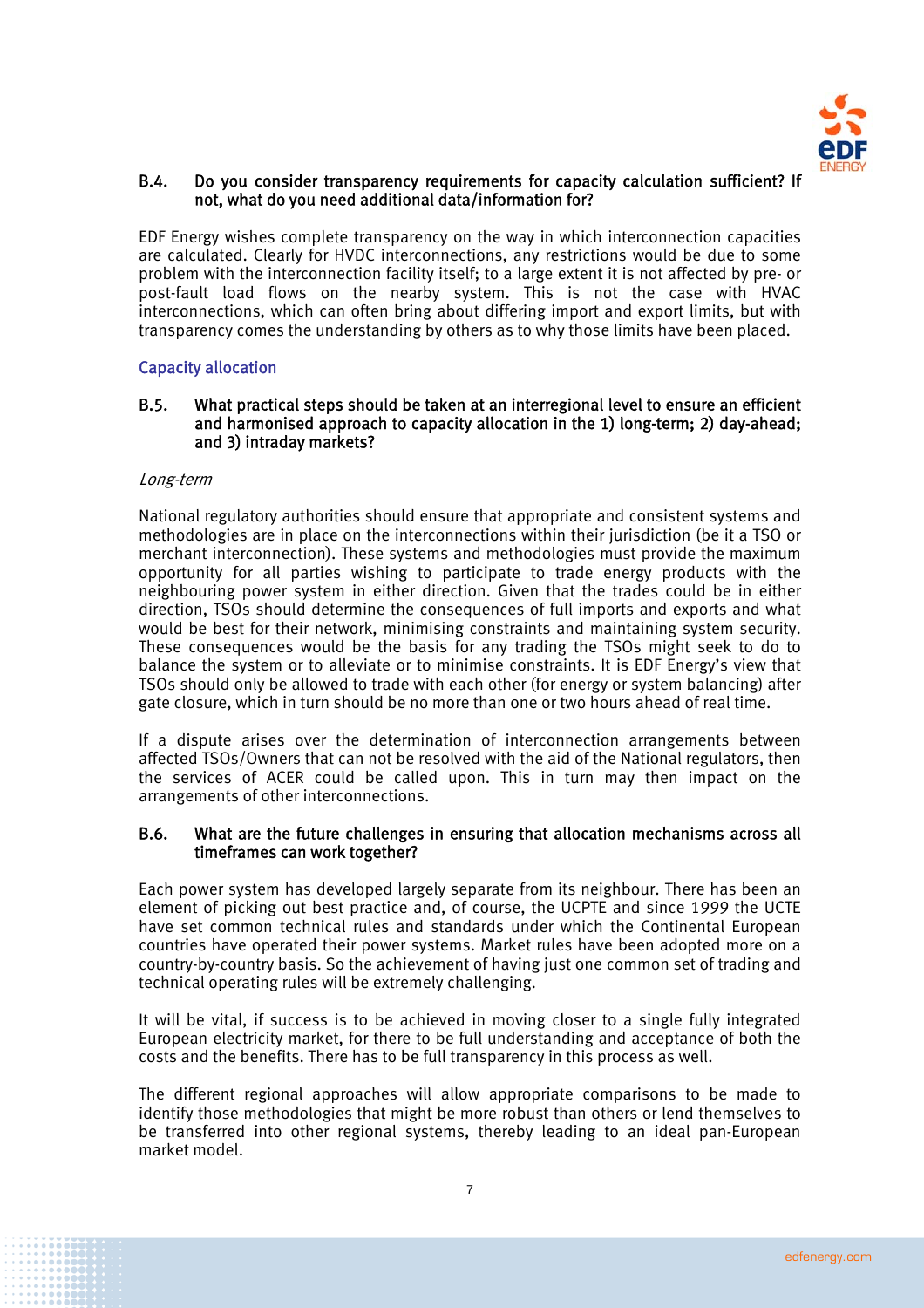**B.4. Do you consider transparency requirements for capacity calculation sufficient? If not, what do you need additional data/information for?**

EDF Energy wishes complete transparency on the way in which interconnection capacities are calculated. Clearly for HVDC interconnections, any restrictions would be due to some problem with the interconnection facility itself; to a large extent it is not affected by pre- or post-fault load flows on the nearby system. This is not the case with HVAC interconnections, which can often bring about differing import and export limits, but with transparency comes the understanding by others as to why those limits have been placed.

## Capacity allocation

**B.5. What practical steps should be taken at an interregional level to ensure an efficient and harmonised approach to capacity allocation in the 1) long-term; 2) day-ahead; and 3) intraday markets?**

*Long-term*

National regulatory authorities should ensure that appropriate and consistent systems and methodologies are in place on the interconnections within their jurisdiction (be it a TSO or merchant interconnection). These systems and methodologies must provide the maximum opportunity for all parties wishing to participate to trade energy products with the neighbouring power system in either direction. Given that the trades could be in either direction, TSOs should determine the consequences of full imports and exports and what would be best for their network, minimising constraints and maintaining system security. These consequences would be the basis for any trading the TSOs might seek to do to balance the system or to alleviate or to minimise constraints. It is EDF Energy's view that TSOs should only be allowed to trade with each other (for energy or system balancing) after gate closure, which in turn should be no more than one or two hours ahead of real time.

If a dispute arises over the determination of interconnection arrangements between affected TSOs/Owners that can not be resolved with the aid of the National regulators, then the services of ACER could be called upon. This in turn may then impact on the arrangements of other interconnections.

**B.6. What are the future challenges in ensuring that allocation mechanisms across all timeframes can work together?**

Each power system has developed largely separate from its neighbour. There has been an element of picking out best practice and, of course, the UCPTE and since 1999 the UCTE have set common technical rules and standards under which the Continental European countries have operated their power systems. Market rules have been adopted more on a country-by-country basis. So the achievement of having just one common set of trading and technical operating rules will be extremely challenging.

It will be vital, if success is to be achieved in moving closer to a single fully integrated European electricity market, for there to be full understanding and acceptance of both the costs and the benefits. There has to be full transparency in this process as well.

The different regional approaches will allow appropriate comparisons to be made to identify those methodologies that might be more robust than others or lend themselves to be transferred into other regional systems, thereby leading to an ideal pan-European market model.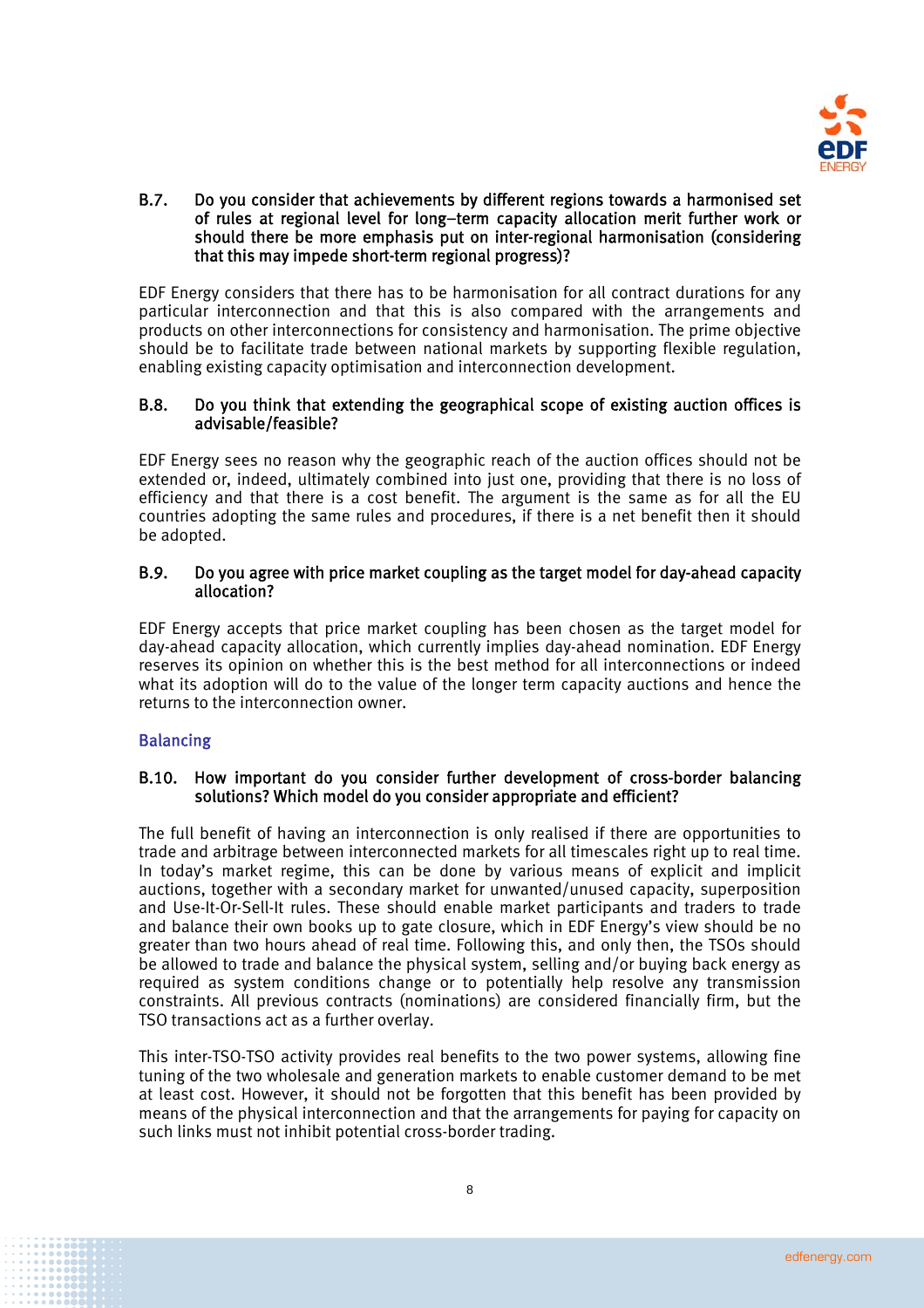**B.7. Do you consider that achievements by different regions towards a harmonised set of rules at regional level for long–term capacity allocation merit further work or should there be more emphasis put on inter-regional harmonisation (considering that this may impede short-term regional progress)?**

EDF Energy considers that there has to be harmonisation for all contract durations for any particular interconnection and that this is also compared with the arrangements and products on other interconnections for consistency and harmonisation. The prime objective should be to facilitate trade between national markets by supporting flexible regulation, enabling existing capacity optimisation and interconnection development.

**B.8. Do you think that extending the geographical scope of existing auction offices is advisable/feasible?**

EDF Energy sees no reason why the geographic reach of the auction offices should not be extended or, indeed, ultimately combined into just one, providing that there is no loss of efficiency and that there is a cost benefit. The argument is the same as for all the EU countries adopting the same rules and procedures, if there is a net benefit then it should be adopted.

**B.9. Do you agree with price market coupling as the target model for day-ahead capacity allocation?**

EDF Energy accepts that price market coupling has been chosen as the target model for day-ahead capacity allocation, which currently implies day-ahead nomination. EDF Energy reserves its opinion on whether this is the best method for all interconnections or indeed what its adoption will do to the value of the longer term capacity auctions and hence the returns to the interconnection owner.

## Balancing

**B.10. How important do you consider further development of cross-border balancing solutions? Which model do you consider appropriate and efficient?**

The full benefit of having an interconnection is only realised if there are opportunities to trade and arbitrage between interconnected markets for all timescales right up to real time. In today's market regime, this can be done by various means of explicit and implicit auctions, together with a secondary market for unwanted/unused capacity, superposition and Use-It-Or-Sell-It rules. These should enable market participants and traders to trade and balance their own books up to gate closure, which in EDF Energy's view should be no greater than two hours ahead of real time. Following this, and only then, the TSOs should be allowed to trade and balance the physical system, selling and/or buying back energy as required as system conditions change or to potentially help resolve any transmission constraints. All previous contracts (nominations) are considered financially firm, but the TSO transactions act as a further overlay.

This inter-TSO-TSO activity provides real benefits to the two power systems, allowing fine tuning of the two wholesale and generation markets to enable customer demand to be met at least cost. However, it should not be forgotten that this benefit has been provided by means of the physical interconnection and that the arrangements for paying for capacity on such links must not inhibit potential cross-border trading.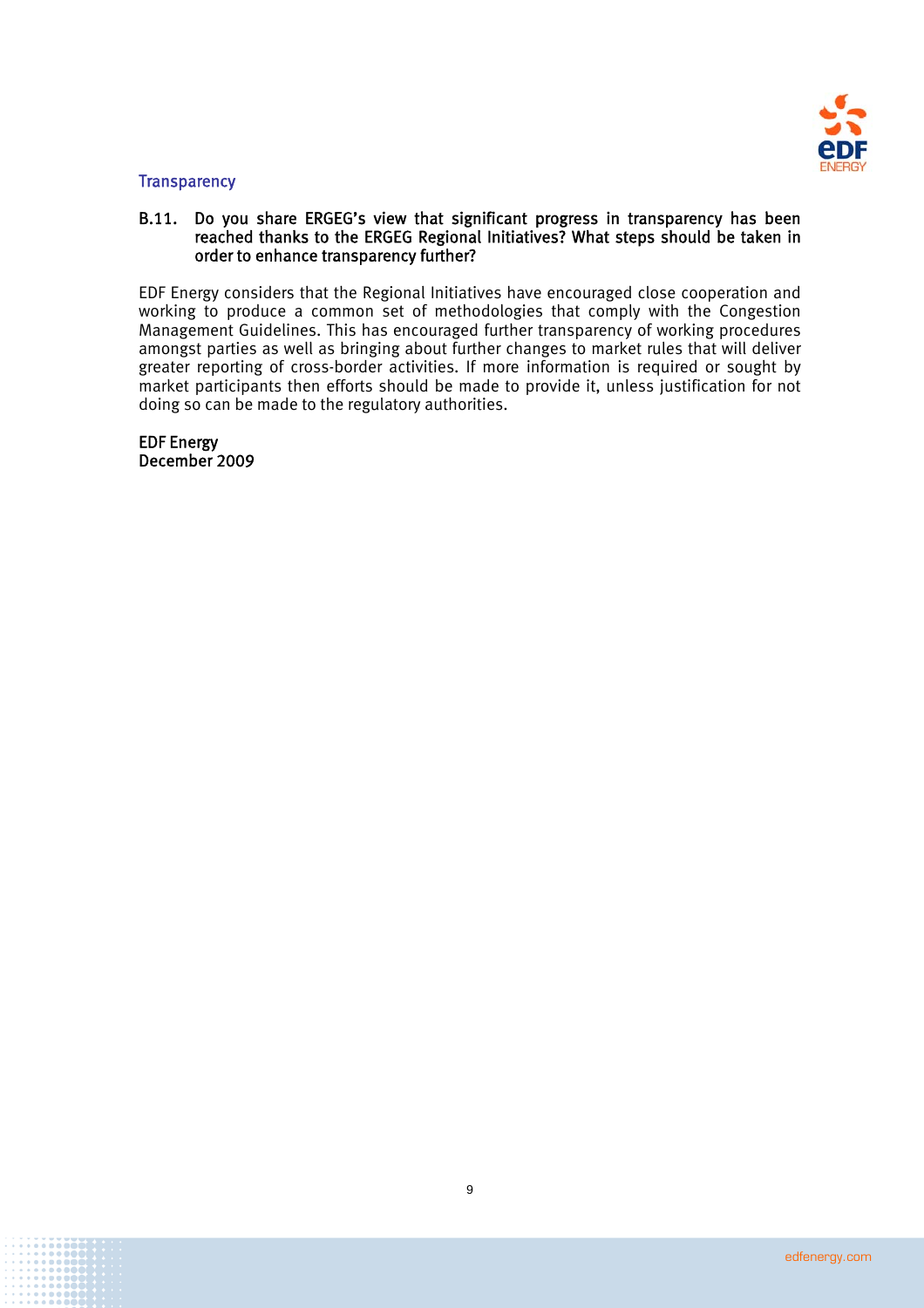## Transparency

**B.11. Do you share ERGEG's view that significant progress in transparency has been reached thanks to the ERGEG Regional Initiatives? What steps should be taken in order to enhance transparency further?**

EDF Energy considers that the Regional Initiatives have encouraged close cooperation and working to produce a common set of methodologies that comply with the Congestion Management Guidelines. This has encouraged further transparency of working procedures amongst parties as well as bringing about further changes to market rules that will deliver greater reporting of cross-border activities. If more information is required or sought by market participants then efforts should be made to provide it, unless justification for not doing so can be made to the regulatory authorities.

EDF Energy
December 2009